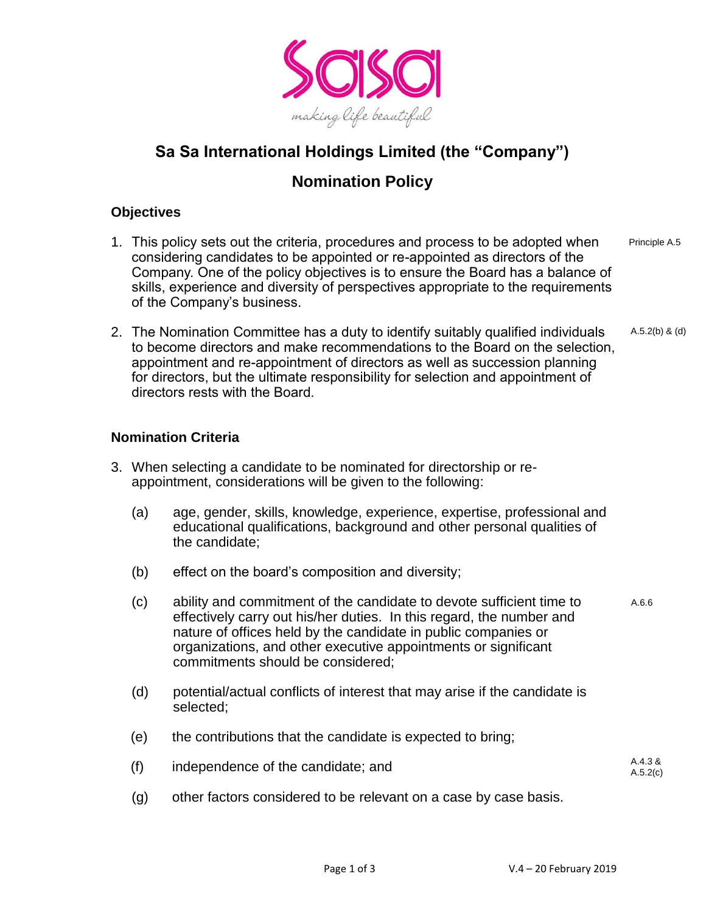# Sa Sa International Holdings Limited (the "Company")

## Nomination Policy

### Objectives

1. This policy sets out the criteria, procedures and process to be adopted when considering candidates to be appointed or re-appointed as directors of the Company. One of the policy objectives is to ensure the Board has a balance of skills, experience and diversity of perspectives appropriate to the requirements of the Company's business. Principle A.5

2. The Nomination Committee has a duty to identify suitably qualified individuals to become directors and make recommendations to the Board on the selection, appointment and re-appointment of directors as well as succession planning for directors, but the ultimate responsibility for selection and appointment of directors rests with the Board. A.5.2(b) & (d)

### Nomination Criteria

3. When selecting a candidate to be nominated for directorship or re-appointment, considerations will be given to the following:

   (a) age, gender, skills, knowledge, experience, expertise, professional and educational qualifications, background and other personal qualities of the candidate;

   (b) effect on the board's composition and diversity;

   (c) ability and commitment of the candidate to devote sufficient time to effectively carry out his/her duties. In this regard, the number and nature of offices held by the candidate in public companies or organizations, and other executive appointments or significant commitments should be considered; A.6.6

   (d) potential/actual conflicts of interest that may arise if the candidate is selected;

   (e) the contributions that the candidate is expected to bring;

   (f) independence of the candidate; and A.4.3 & A.5.2(c)

   (g) other factors considered to be relevant on a case by case basis.

V.4 – 20 February 2019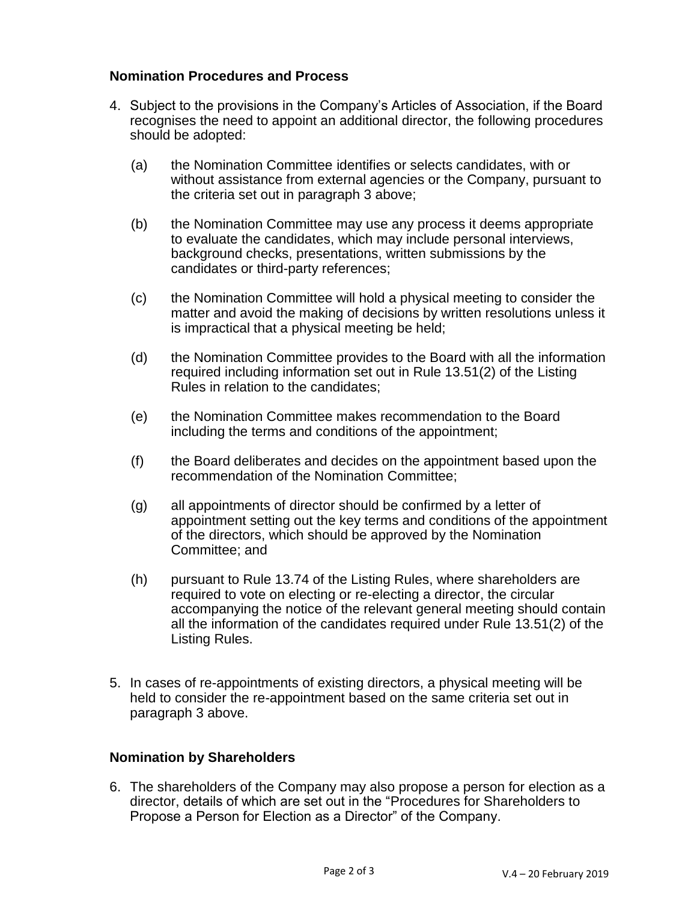**Nomination Procedures and Process**

4. Subject to the provisions in the Company's Articles of Association, if the Board recognises the need to appoint an additional director, the following procedures should be adopted:

   (a) the Nomination Committee identifies or selects candidates, with or without assistance from external agencies or the Company, pursuant to the criteria set out in paragraph 3 above;

   (b) the Nomination Committee may use any process it deems appropriate to evaluate the candidates, which may include personal interviews, background checks, presentations, written submissions by the candidates or third-party references;

   (c) the Nomination Committee will hold a physical meeting to consider the matter and avoid the making of decisions by written resolutions unless it is impractical that a physical meeting be held;

   (d) the Nomination Committee provides to the Board with all the information required including information set out in Rule 13.51(2) of the Listing Rules in relation to the candidates;

   (e) the Nomination Committee makes recommendation to the Board including the terms and conditions of the appointment;

   (f) the Board deliberates and decides on the appointment based upon the recommendation of the Nomination Committee;

   (g) all appointments of director should be confirmed by a letter of appointment setting out the key terms and conditions of the appointment of the directors, which should be approved by the Nomination Committee; and

   (h) pursuant to Rule 13.74 of the Listing Rules, where shareholders are required to vote on electing or re-electing a director, the circular accompanying the notice of the relevant general meeting should contain all the information of the candidates required under Rule 13.51(2) of the Listing Rules.

5. In cases of re-appointments of existing directors, a physical meeting will be held to consider the re-appointment based on the same criteria set out in paragraph 3 above.

**Nomination by Shareholders**

6. The shareholders of the Company may also propose a person for election as a director, details of which are set out in the "Procedures for Shareholders to Propose a Person for Election as a Director" of the Company.

V.4 – 20 February 2019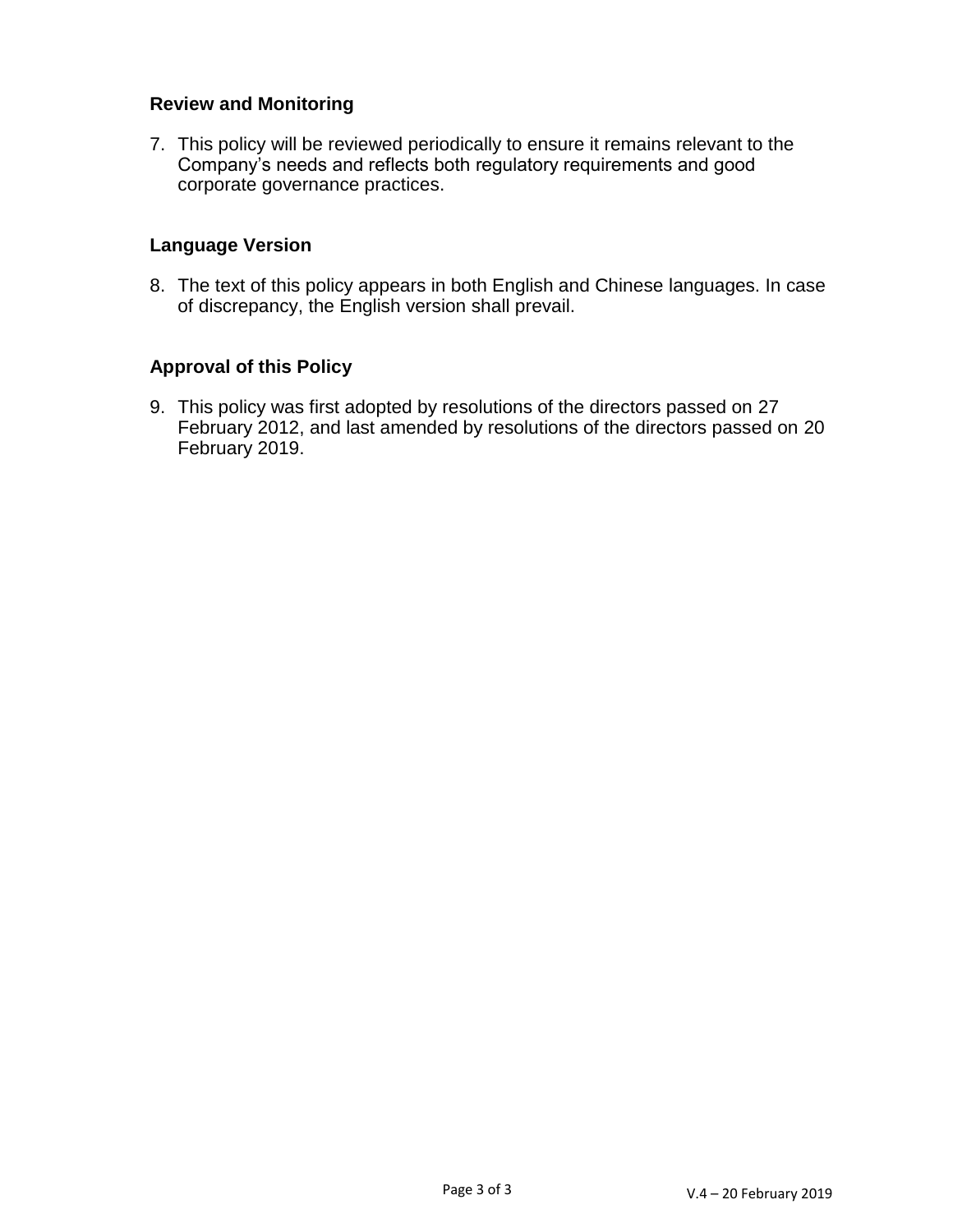## Review and Monitoring

7. This policy will be reviewed periodically to ensure it remains relevant to the Company's needs and reflects both regulatory requirements and good corporate governance practices.

## Language Version

8. The text of this policy appears in both English and Chinese languages. In case of discrepancy, the English version shall prevail.

## Approval of this Policy

9. This policy was first adopted by resolutions of the directors passed on 27 February 2012, and last amended by resolutions of the directors passed on 20 February 2019.